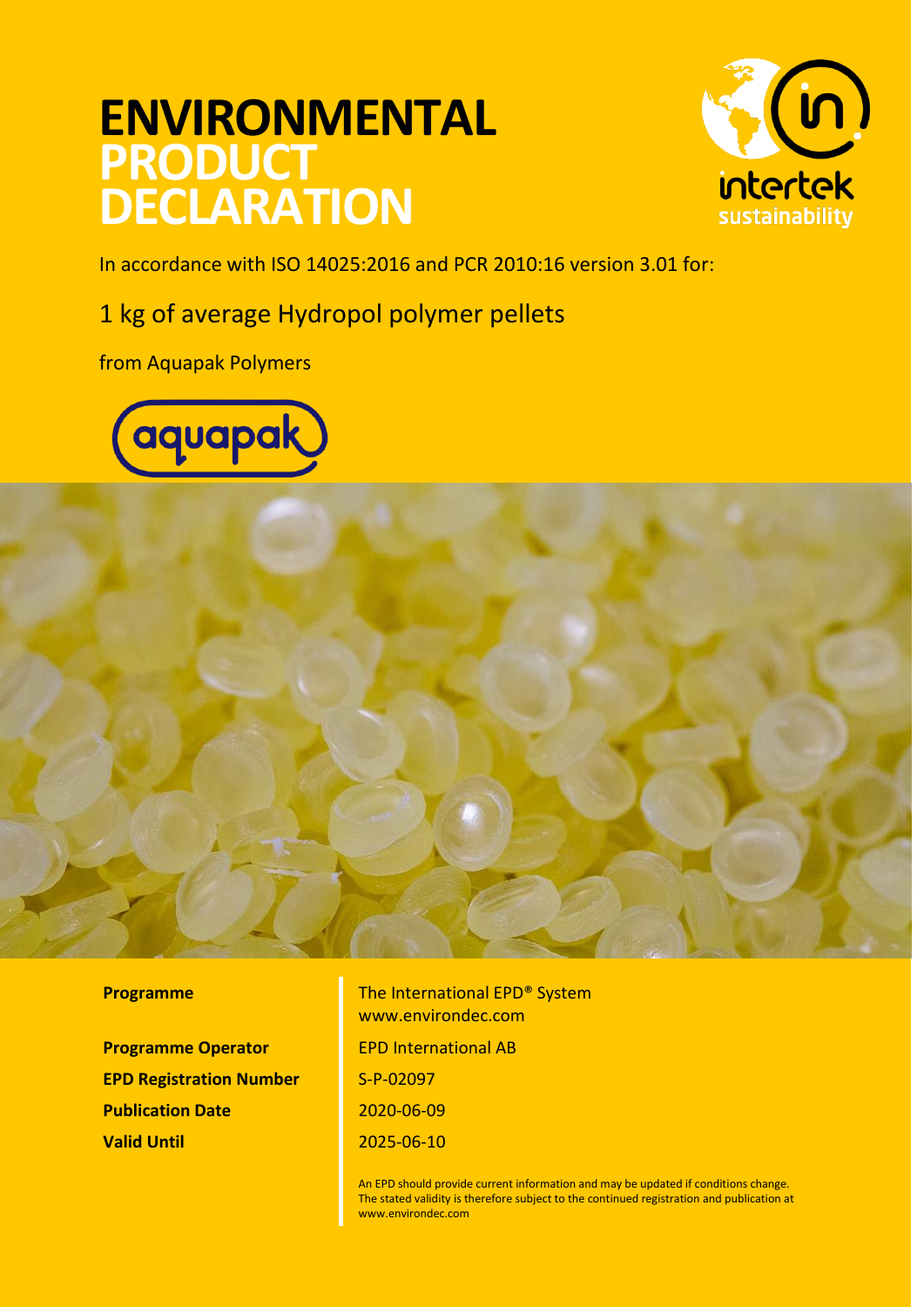# ENVIRONMENTAL PRODUCT DECLARATION

In accordance with ISO 14025:2016 and PCR 2010:16 version 3.01 for:

## 1 kg of average Hydropol polymer pellets

from Aquapak Polymers

| | |
|---|---|
| **Programme** | The International EPD® System www.environdec.com |
| **Programme Operator** | EPD International AB |
| **EPD Registration Number** | S-P-02097 |
| **Publication Date** | 2020-06-09 |
| **Valid Until** | 2025-06-10 |

An EPD should provide current information and may be updated if conditions change. The stated validity is therefore subject to the continued registration and publication at www.environdec.com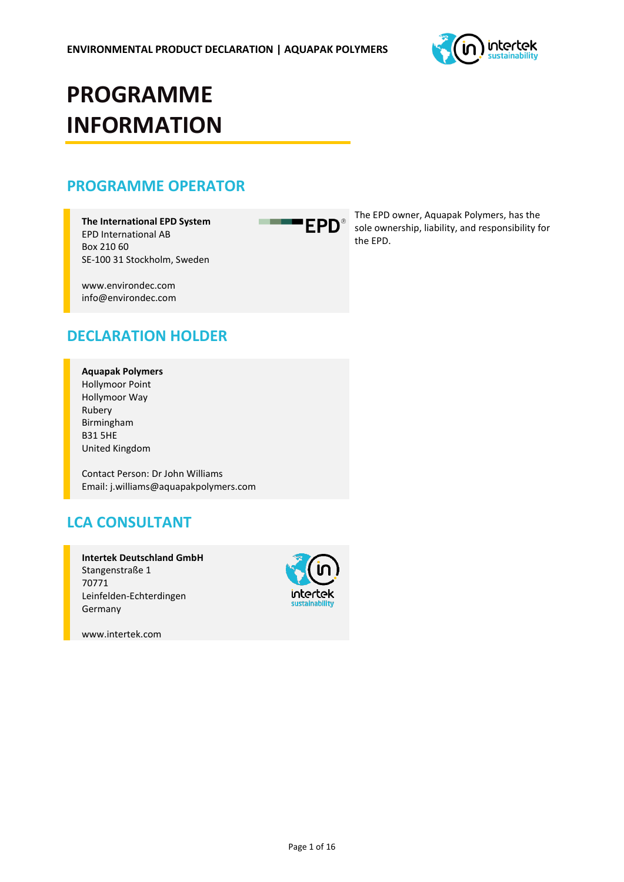# PROGRAMME INFORMATION

## PROGRAMME OPERATOR

**The International EPD System**
EPD International AB
Box 210 60
SE-100 31 Stockholm, Sweden

www.environdec.com
info@environdec.com

The EPD owner, Aquapak Polymers, has the sole ownership, liability, and responsibility for the EPD.

## DECLARATION HOLDER

**Aquapak Polymers**
Hollymoor Point
Hollymoor Way
Rubery
Birmingham
B31 5HE
United Kingdom

Contact Person: Dr John Williams
Email: j.williams@aquapakpolymers.com

## LCA CONSULTANT

**Intertek Deutschland GmbH**
Stangenstraße 1
70771
Leinfelden-Echterdingen
Germany

www.intertek.com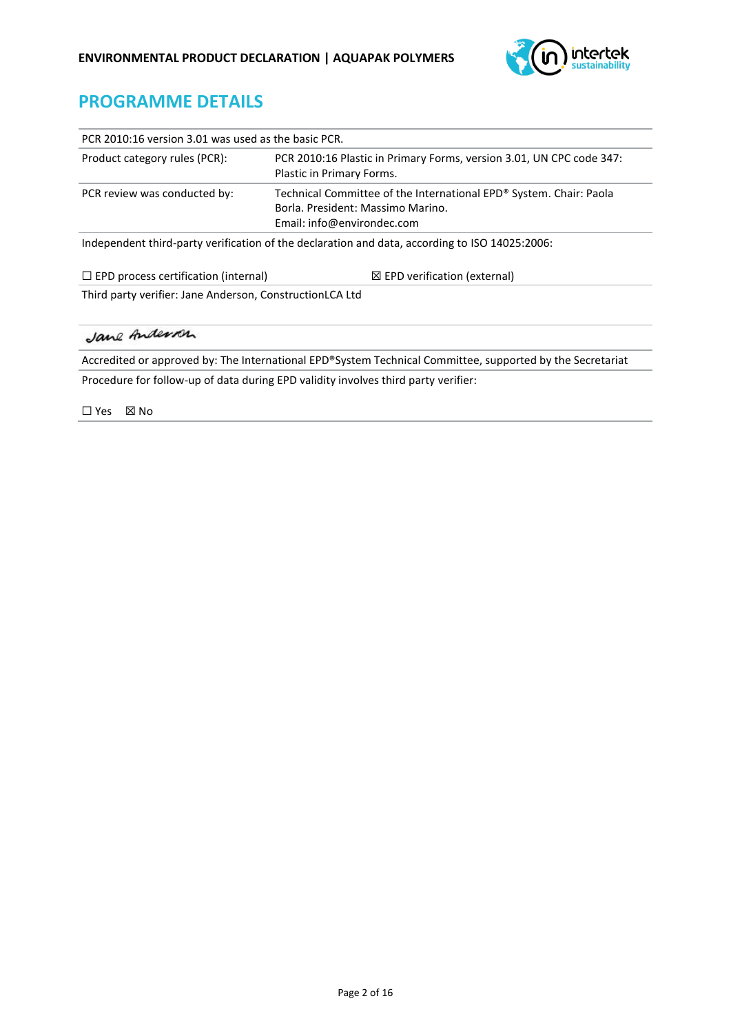# PROGRAMME DETAILS

| PCR 2010:16 version 3.01 was used as the basic PCR. | |
|---|---|
| Product category rules (PCR): | PCR 2010:16 Plastic in Primary Forms, version 3.01, UN CPC code 347: Plastic in Primary Forms. |
| PCR review was conducted by: | Technical Committee of the International EPD® System. Chair: Paola Borla. President: Massimo Marino. Email: info@environdec.com |
| Independent third-party verification of the declaration and data, according to ISO 14025:2006: | |
| ☐ EPD process certification (internal) | ☒ EPD verification (external) |
| Third party verifier: Jane Anderson, ConstructionLCA Ltd | |
| Jane Anderson | |
| Accredited or approved by: The International EPD®System Technical Committee, supported by the Secretariat | |
| Procedure for follow-up of data during EPD validity involves third party verifier: ☐ Yes ☒ No | |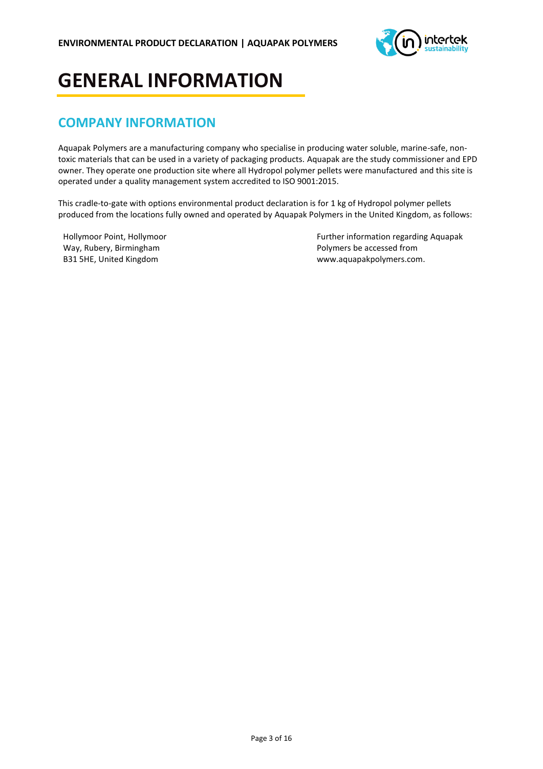# GENERAL INFORMATION

## COMPANY INFORMATION

Aquapak Polymers are a manufacturing company who specialise in producing water soluble, marine-safe, non-toxic materials that can be used in a variety of packaging products. Aquapak are the study commissioner and EPD owner. They operate one production site where all Hydropol polymer pellets were manufactured and this site is operated under a quality management system accredited to ISO 9001:2015.

This cradle-to-gate with options environmental product declaration is for 1 kg of Hydropol polymer pellets produced from the locations fully owned and operated by Aquapak Polymers in the United Kingdom, as follows:

Hollymoor Point, Hollymoor Way, Rubery, Birmingham B31 5HE, United Kingdom

Further information regarding Aquapak Polymers be accessed from www.aquapakpolymers.com.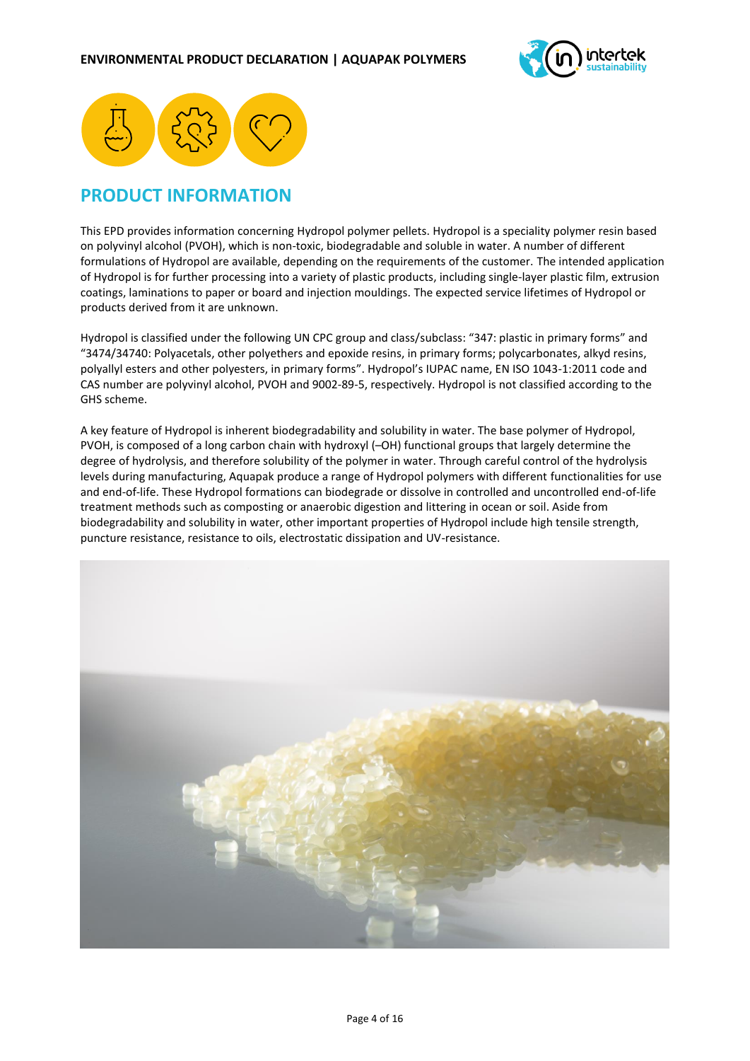## PRODUCT INFORMATION

This EPD provides information concerning Hydropol polymer pellets. Hydropol is a speciality polymer resin based on polyvinyl alcohol (PVOH), which is non-toxic, biodegradable and soluble in water. A number of different formulations of Hydropol are available, depending on the requirements of the customer. The intended application of Hydropol is for further processing into a variety of plastic products, including single-layer plastic film, extrusion coatings, laminations to paper or board and injection mouldings. The expected service lifetimes of Hydropol or products derived from it are unknown.

Hydropol is classified under the following UN CPC group and class/subclass: "347: plastic in primary forms" and "3474/34740: Polyacetals, other polyethers and epoxide resins, in primary forms; polycarbonates, alkyd resins, polyallyl esters and other polyesters, in primary forms". Hydropol's IUPAC name, EN ISO 1043-1:2011 code and CAS number are polyvinyl alcohol, PVOH and 9002-89-5, respectively. Hydropol is not classified according to the GHS scheme.

A key feature of Hydropol is inherent biodegradability and solubility in water. The base polymer of Hydropol, PVOH, is composed of a long carbon chain with hydroxyl (–OH) functional groups that largely determine the degree of hydrolysis, and therefore solubility of the polymer in water. Through careful control of the hydrolysis levels during manufacturing, Aquapak produce a range of Hydropol polymers with different functionalities for use and end-of-life. These Hydropol formations can biodegrade or dissolve in controlled and uncontrolled end-of-life treatment methods such as composting or anaerobic digestion and littering in ocean or soil. Aside from biodegradability and solubility in water, other important properties of Hydropol include high tensile strength, puncture resistance, resistance to oils, electrostatic dissipation and UV-resistance.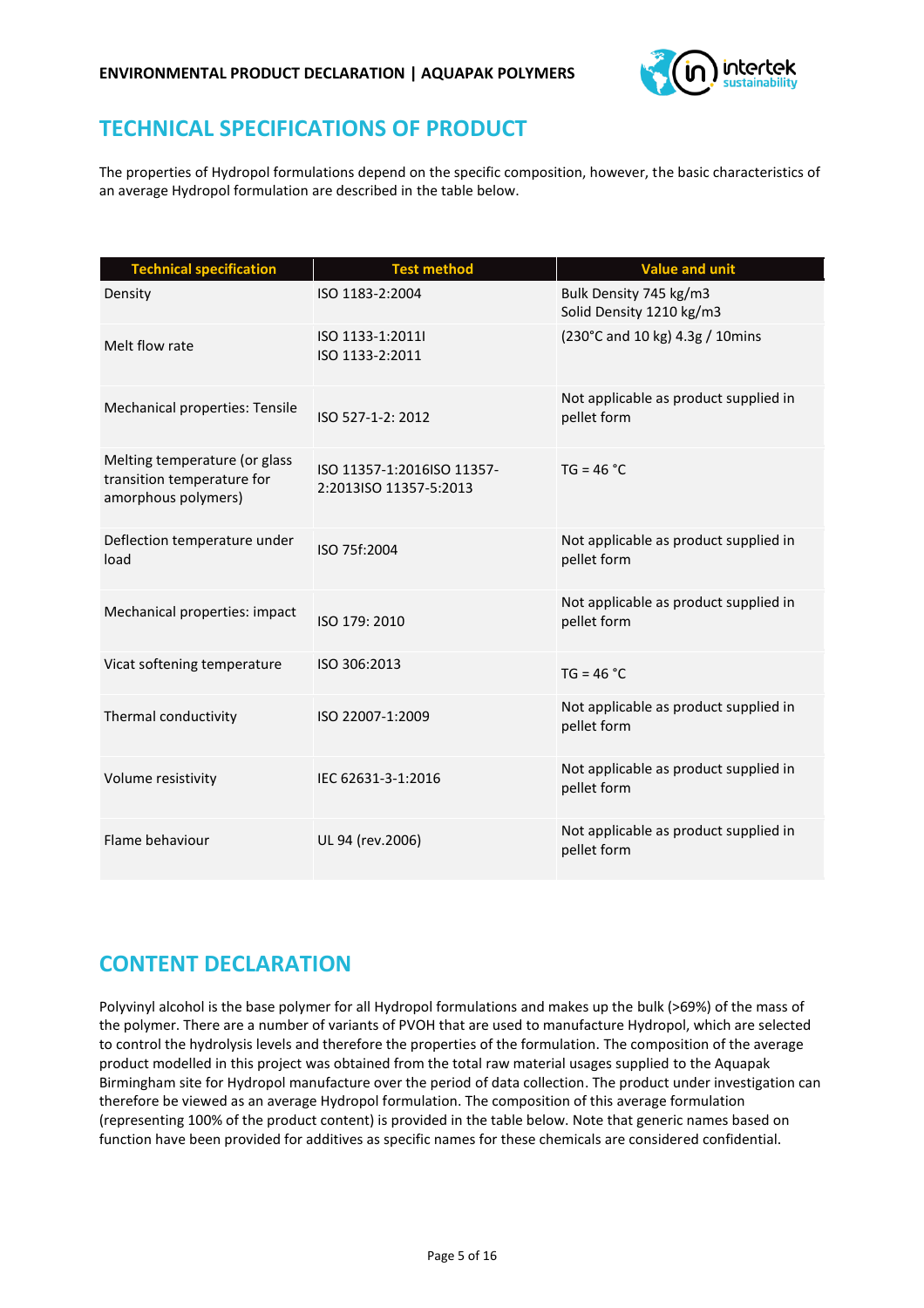## TECHNICAL SPECIFICATIONS OF PRODUCT

The properties of Hydropol formulations depend on the specific composition, however, the basic characteristics of an average Hydropol formulation are described in the table below.

| Technical specification | Test method | Value and unit |
|---|---|---|
| Density | ISO 1183-2:2004 | Bulk Density 745 kg/m3<br>Solid Density 1210 kg/m3 |
| Melt flow rate | ISO 1133-1:2011I<br>ISO 1133-2:2011 | (230°C and 10 kg) 4.3g / 10mins |
| Mechanical properties: Tensile | ISO 527-1-2: 2012 | Not applicable as product supplied in pellet form |
| Melting temperature (or glass transition temperature for amorphous polymers) | ISO 11357-1:2016ISO 11357-2:2013ISO 11357-5:2013 | TG = 46 °C |
| Deflection temperature under load | ISO 75f:2004 | Not applicable as product supplied in pellet form |
| Mechanical properties: impact | ISO 179: 2010 | Not applicable as product supplied in pellet form |
| Vicat softening temperature | ISO 306:2013 | TG = 46 °C |
| Thermal conductivity | ISO 22007-1:2009 | Not applicable as product supplied in pellet form |
| Volume resistivity | IEC 62631-3-1:2016 | Not applicable as product supplied in pellet form |
| Flame behaviour | UL 94 (rev.2006) | Not applicable as product supplied in pellet form |

## CONTENT DECLARATION

Polyvinyl alcohol is the base polymer for all Hydropol formulations and makes up the bulk (>69%) of the mass of the polymer. There are a number of variants of PVOH that are used to manufacture Hydropol, which are selected to control the hydrolysis levels and therefore the properties of the formulation. The composition of the average product modelled in this project was obtained from the total raw material usages supplied to the Aquapak Birmingham site for Hydropol manufacture over the period of data collection. The product under investigation can therefore be viewed as an average Hydropol formulation. The composition of this average formulation (representing 100% of the product content) is provided in the table below. Note that generic names based on function have been provided for additives as specific names for these chemicals are considered confidential.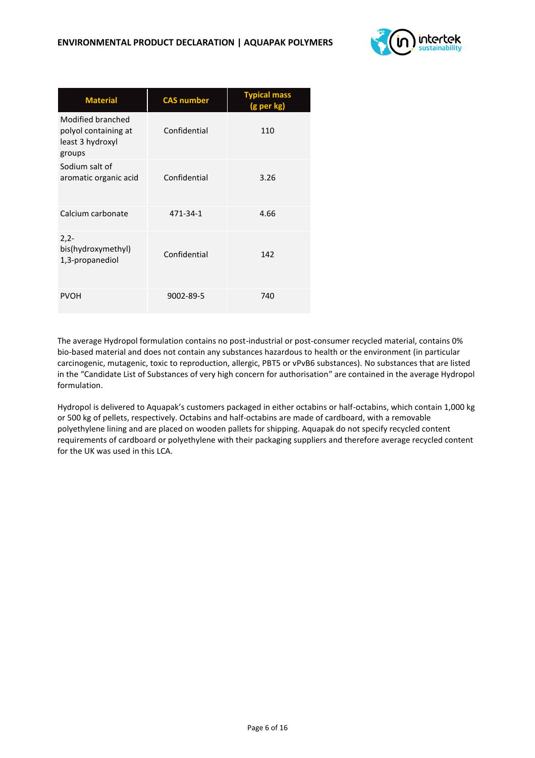| Material | CAS number | Typical mass (g per kg) |
|---|---|---|
| Modified branched polyol containing at least 3 hydroxyl groups | Confidential | 110 |
| Sodium salt of aromatic organic acid | Confidential | 3.26 |
| Calcium carbonate | 471-34-1 | 4.66 |
| 2,2-bis(hydroxymethyl) 1,3-propanediol | Confidential | 142 |
| PVOH | 9002-89-5 | 740 |

The average Hydropol formulation contains no post-industrial or post-consumer recycled material, contains 0% bio-based material and does not contain any substances hazardous to health or the environment (in particular carcinogenic, mutagenic, toxic to reproduction, allergic, PBT5 or vPvB6 substances). No substances that are listed in the "Candidate List of Substances of very high concern for authorisation" are contained in the average Hydropol formulation.

Hydropol is delivered to Aquapak's customers packaged in either octabins or half-octabins, which contain 1,000 kg or 500 kg of pellets, respectively. Octabins and half-octabins are made of cardboard, with a removable polyethylene lining and are placed on wooden pallets for shipping. Aquapak do not specify recycled content requirements of cardboard or polyethylene with their packaging suppliers and therefore average recycled content for the UK was used in this LCA.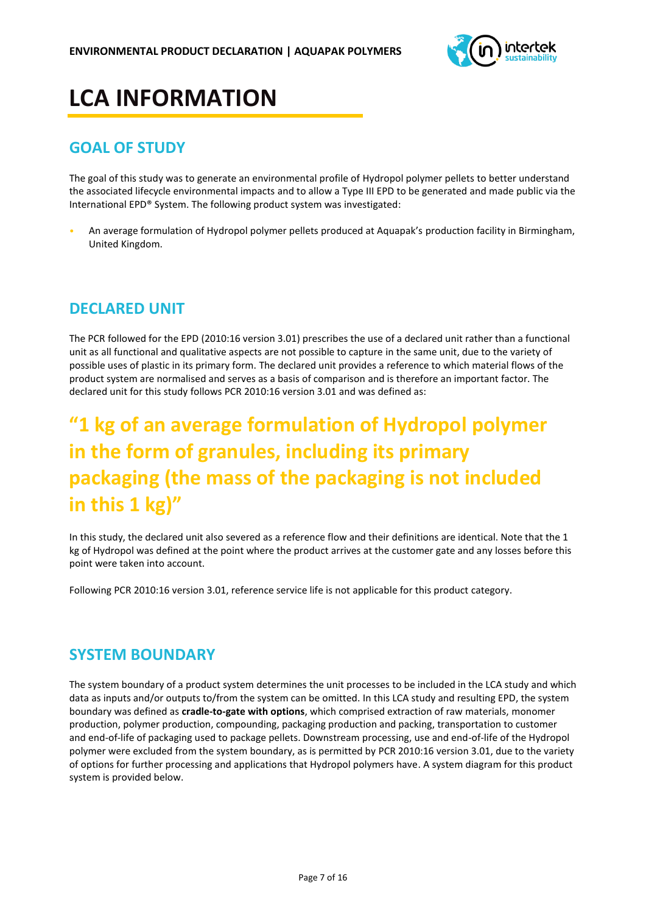# LCA INFORMATION

## GOAL OF STUDY

The goal of this study was to generate an environmental profile of Hydropol polymer pellets to better understand the associated lifecycle environmental impacts and to allow a Type III EPD to be generated and made public via the International EPD® System. The following product system was investigated:

- An average formulation of Hydropol polymer pellets produced at Aquapak's production facility in Birmingham, United Kingdom.

## DECLARED UNIT

The PCR followed for the EPD (2010:16 version 3.01) prescribes the use of a declared unit rather than a functional unit as all functional and qualitative aspects are not possible to capture in the same unit, due to the variety of possible uses of plastic in its primary form. The declared unit provides a reference to which material flows of the product system are normalised and serves as a basis of comparison and is therefore an important factor. The declared unit for this study follows PCR 2010:16 version 3.01 and was defined as:

**"1 kg of an average formulation of Hydropol polymer in the form of granules, including its primary packaging (the mass of the packaging is not included in this 1 kg)"**

In this study, the declared unit also severed as a reference flow and their definitions are identical. Note that the 1 kg of Hydropol was defined at the point where the product arrives at the customer gate and any losses before this point were taken into account.

Following PCR 2010:16 version 3.01, reference service life is not applicable for this product category.

## SYSTEM BOUNDARY

The system boundary of a product system determines the unit processes to be included in the LCA study and which data as inputs and/or outputs to/from the system can be omitted. In this LCA study and resulting EPD, the system boundary was defined as **cradle-to-gate with options**, which comprised extraction of raw materials, monomer production, polymer production, compounding, packaging production and packing, transportation to customer and end-of-life of packaging used to package pellets. Downstream processing, use and end-of-life of the Hydropol polymer were excluded from the system boundary, as is permitted by PCR 2010:16 version 3.01, due to the variety of options for further processing and applications that Hydropol polymers have. A system diagram for this product system is provided below.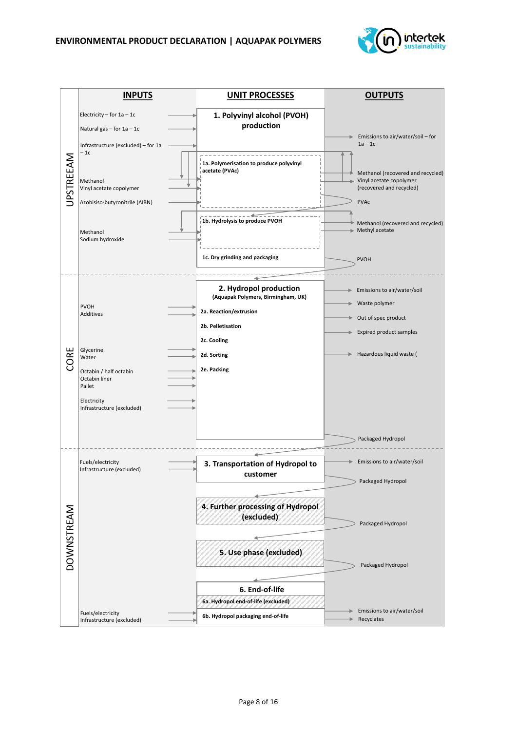| | INPUTS | UNIT PROCESSES | OUTPUTS |
|---|---|---|---|
| UPSTREAM | Electricity – for 1a – 1c<br>Natural gas – for 1a – 1c<br>Infrastructure (excluded) – for 1a – 1c | **1. Polyvinyl alcohol (PVOH) production** | Emissions to air/water/soil – for 1a – 1c |
| | Methanol<br>Vinyl acetate copolymer<br>Azobisiso-butyronitrile (AIBN) | **1a. Polymerisation to produce polyvinyl acetate (PVAc)** | Methanol (recovered and recycled)<br>Vinyl acetate copolymer (recovered and recycled)<br>PVAc |
| | Methanol<br>Sodium hydroxide | **1b. Hydrolysis to produce PVOH** | Methanol (recovered and recycled)<br>Methyl acetate |
| | | **1c. Dry grinding and packaging** | PVOH |
| CORE | PVOH<br>Additives<br>Glycerine<br>Water<br>Octabin / half octabin<br>Octabin liner<br>Pallet<br>Electricity<br>Infrastructure (excluded) | **2. Hydropol production**<br>**(Aquapak Polymers, Birmingham, UK)**<br>**2a. Reaction/extrusion**<br>**2b. Pelletisation**<br>**2c. Cooling**<br>**2d. Sorting**<br>**2e. Packing** | Emissions to air/water/soil<br>Waste polymer<br>Out of spec product<br>Expired product samples<br>Hazardous liquid waste (<br>Packaged Hydropol |
| DOWNSTREAM | Fuels/electricity<br>Infrastructure (excluded) | **3. Transportation of Hydropol to customer** | Emissions to air/water/soil<br>Packaged Hydropol |
| | | **4. Further processing of Hydropol (excluded)** | Packaged Hydropol |
| | | **5. Use phase (excluded)** | Packaged Hydropol |
| | Fuels/electricity<br>Infrastructure (excluded) | **6. End-of-life**<br>**6a. Hydropol end-of-life (excluded)**<br>**6b. Hydropol packaging end-of-life** | Emissions to air/water/soil<br>Recyclates |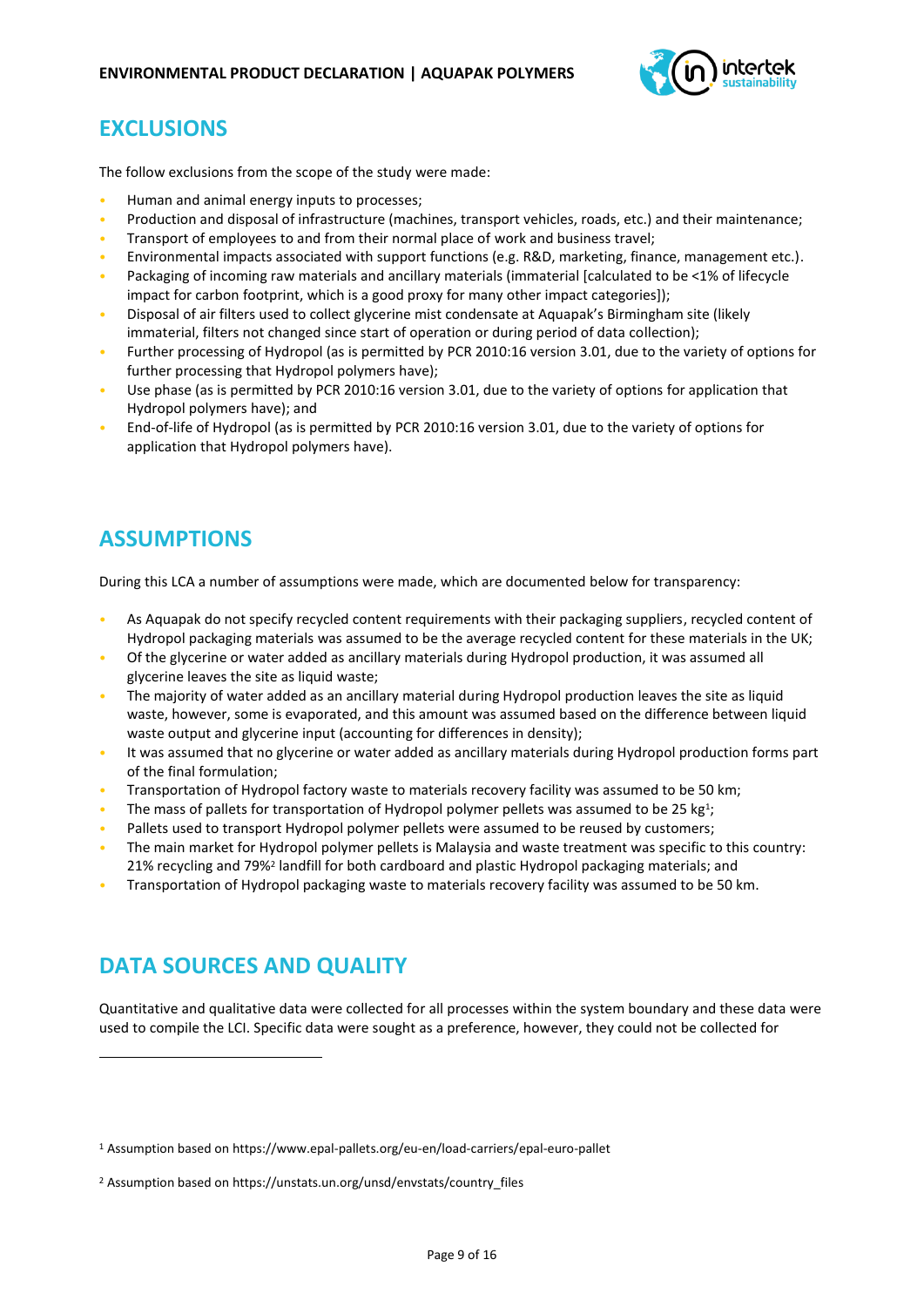## EXCLUSIONS

The follow exclusions from the scope of the study were made:

- Human and animal energy inputs to processes;
- Production and disposal of infrastructure (machines, transport vehicles, roads, etc.) and their maintenance;
- Transport of employees to and from their normal place of work and business travel;
- Environmental impacts associated with support functions (e.g. R&D, marketing, finance, management etc.).
- Packaging of incoming raw materials and ancillary materials (immaterial [calculated to be <1% of lifecycle impact for carbon footprint, which is a good proxy for many other impact categories]);
- Disposal of air filters used to collect glycerine mist condensate at Aquapak's Birmingham site (likely immaterial, filters not changed since start of operation or during period of data collection);
- Further processing of Hydropol (as is permitted by PCR 2010:16 version 3.01, due to the variety of options for further processing that Hydropol polymers have);
- Use phase (as is permitted by PCR 2010:16 version 3.01, due to the variety of options for application that Hydropol polymers have); and
- End-of-life of Hydropol (as is permitted by PCR 2010:16 version 3.01, due to the variety of options for application that Hydropol polymers have).

## ASSUMPTIONS

During this LCA a number of assumptions were made, which are documented below for transparency:

- As Aquapak do not specify recycled content requirements with their packaging suppliers, recycled content of Hydropol packaging materials was assumed to be the average recycled content for these materials in the UK;
- Of the glycerine or water added as ancillary materials during Hydropol production, it was assumed all glycerine leaves the site as liquid waste;
- The majority of water added as an ancillary material during Hydropol production leaves the site as liquid waste, however, some is evaporated, and this amount was assumed based on the difference between liquid waste output and glycerine input (accounting for differences in density);
- It was assumed that no glycerine or water added as ancillary materials during Hydropol production forms part of the final formulation;
- Transportation of Hydropol factory waste to materials recovery facility was assumed to be 50 km;
- The mass of pallets for transportation of Hydropol polymer pellets was assumed to be 25 kg[1];
- Pallets used to transport Hydropol polymer pellets were assumed to be reused by customers;
- The main market for Hydropol polymer pellets is Malaysia and waste treatment was specific to this country: 21% recycling and 79%[2] landfill for both cardboard and plastic Hydropol packaging materials; and
- Transportation of Hydropol packaging waste to materials recovery facility was assumed to be 50 km.

## DATA SOURCES AND QUALITY

Quantitative and qualitative data were collected for all processes within the system boundary and these data were used to compile the LCI. Specific data were sought as a preference, however, they could not be collected for

[1] Assumption based on https://www.epal-pallets.org/eu-en/load-carriers/epal-euro-pallet

[2] Assumption based on https://unstats.un.org/unsd/envstats/country_files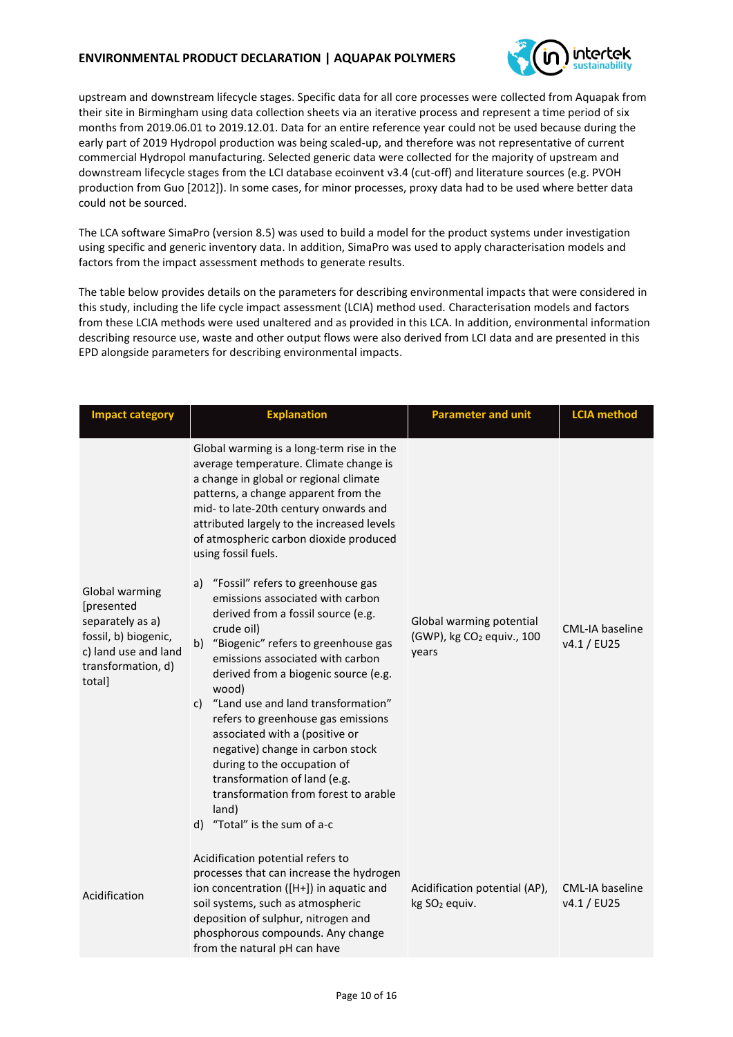upstream and downstream lifecycle stages. Specific data for all core processes were collected from Aquapak from their site in Birmingham using data collection sheets via an iterative process and represent a time period of six months from 2019.06.01 to 2019.12.01. Data for an entire reference year could not be used because during the early part of 2019 Hydropol production was being scaled-up, and therefore was not representative of current commercial Hydropol manufacturing. Selected generic data were collected for the majority of upstream and downstream lifecycle stages from the LCI database ecoinvent v3.4 (cut-off) and literature sources (e.g. PVOH production from Guo [2012]). In some cases, for minor processes, proxy data had to be used where better data could not be sourced.

The LCA software SimaPro (version 8.5) was used to build a model for the product systems under investigation using specific and generic inventory data. In addition, SimaPro was used to apply characterisation models and factors from the impact assessment methods to generate results.

The table below provides details on the parameters for describing environmental impacts that were considered in this study, including the life cycle impact assessment (LCIA) method used. Characterisation models and factors from these LCIA methods were used unaltered and as provided in this LCA. In addition, environmental information describing resource use, waste and other output flows were also derived from LCI data and are presented in this EPD alongside parameters for describing environmental impacts.

| Impact category | Explanation | Parameter and unit | LCIA method |
|---|---|---|---|
| Global warming [presented separately as a) fossil, b) biogenic, c) land use and land transformation, d) total] | Global warming is a long-term rise in the average temperature. Climate change is a change in global or regional climate patterns, a change apparent from the mid- to late-20th century onwards and attributed largely to the increased levels of atmospheric carbon dioxide produced using fossil fuels.<br><br>a) "Fossil" refers to greenhouse gas emissions associated with carbon derived from a fossil source (e.g. crude oil)<br>b) "Biogenic" refers to greenhouse gas emissions associated with carbon derived from a biogenic source (e.g. wood)<br>c) "Land use and land transformation" refers to greenhouse gas emissions associated with a (positive or negative) change in carbon stock during to the occupation of transformation of land (e.g. transformation from forest to arable land)<br>d) "Total" is the sum of a-c | Global warming potential (GWP), kg $CO_2$ equiv., 100 years | CML-IA baseline v4.1 / EU25 |
| Acidification | Acidification potential refers to processes that can increase the hydrogen ion concentration ([H+]) in aquatic and soil systems, such as atmospheric deposition of sulphur, nitrogen and phosphorous compounds. Any change from the natural pH can have | Acidification potential (AP), kg $SO_2$ equiv. | CML-IA baseline v4.1 / EU25 |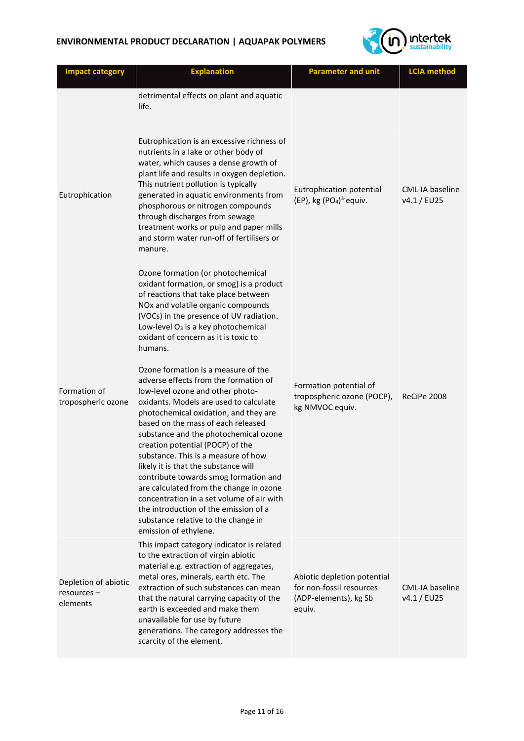| Impact category | Explanation | Parameter and unit | LCIA method |
|---|---|---|---|
| | detrimental effects on plant and aquatic life. | | |
| Eutrophication | Eutrophication is an excessive richness of nutrients in a lake or other body of water, which causes a dense growth of plant life and results in oxygen depletion. This nutrient pollution is typically generated in aquatic environments from phosphorous or nitrogen compounds through discharges from sewage treatment works or pulp and paper mills and storm water run-off of fertilisers or manure. | Eutrophication potential (EP), kg $(PO_4)^{3-}$equiv. | CML-IA baseline v4.1 / EU25 |
| Formation of tropospheric ozone | Ozone formation (or photochemical oxidant formation, or smog) is a product of reactions that take place between NOx and volatile organic compounds (VOCs) in the presence of UV radiation. Low-level $O_3$ is a key photochemical oxidant of concern as it is toxic to humans.<br><br>Ozone formation is a measure of the adverse effects from the formation of low-level ozone and other photo-oxidants. Models are used to calculate photochemical oxidation, and they are based on the mass of each released substance and the photochemical ozone creation potential (POCP) of the substance. This is a measure of how likely it is that the substance will contribute towards smog formation and are calculated from the change in ozone concentration in a set volume of air with the introduction of the emission of a substance relative to the change in emission of ethylene. | Formation potential of tropospheric ozone (POCP), kg NMVOC equiv. | ReCiPe 2008 |
| Depletion of abiotic resources – elements | This impact category indicator is related to the extraction of virgin abiotic material e.g. extraction of aggregates, metal ores, minerals, earth etc. The extraction of such substances can mean that the natural carrying capacity of the earth is exceeded and make them unavailable for use by future generations. The category addresses the scarcity of the element. | Abiotic depletion potential for non-fossil resources (ADP-elements), kg Sb equiv. | CML-IA baseline v4.1 / EU25 |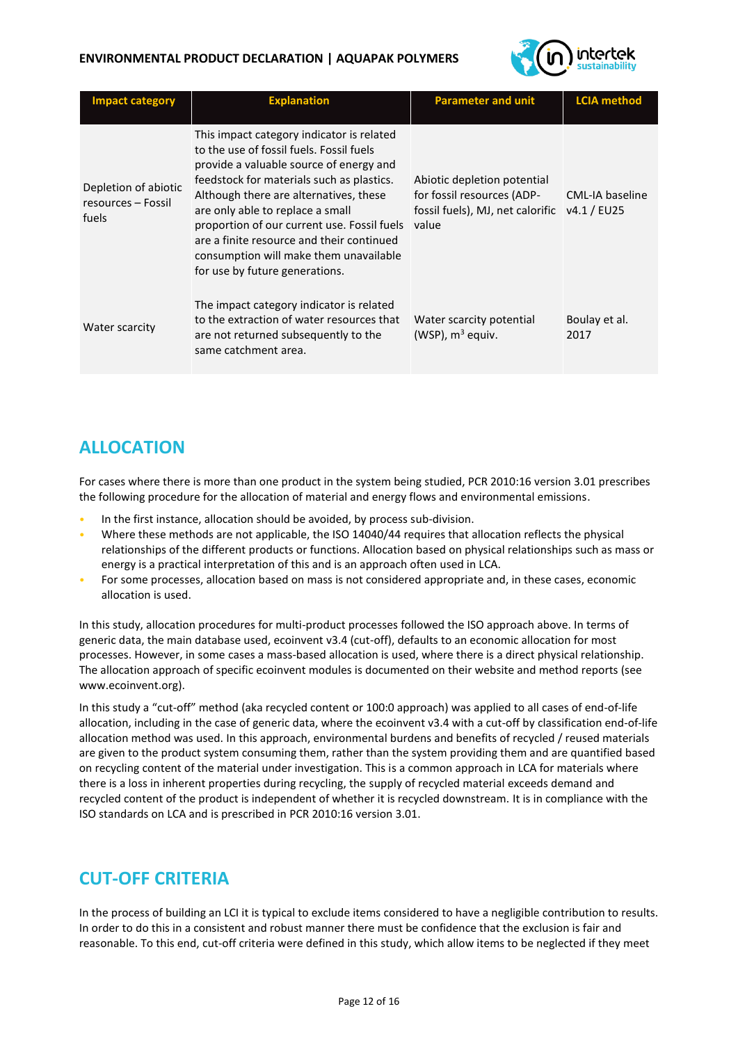| Impact category | Explanation | Parameter and unit | LCIA method |
| --- | --- | --- | --- |
| Depletion of abiotic resources – Fossil fuels | This impact category indicator is related to the use of fossil fuels. Fossil fuels provide a valuable source of energy and feedstock for materials such as plastics. Although there are alternatives, these are only able to replace a small proportion of our current use. Fossil fuels are a finite resource and their continued consumption will make them unavailable for use by future generations. | Abiotic depletion potential for fossil resources (ADP-fossil fuels), MJ, net calorific value | CML-IA baseline v4.1 / EU25 |
| Water scarcity | The impact category indicator is related to the extraction of water resources that are not returned subsequently to the same catchment area. | Water scarcity potential (WSP), $m^3$ equiv. | Boulay et al. 2017 |

## ALLOCATION

For cases where there is more than one product in the system being studied, PCR 2010:16 version 3.01 prescribes the following procedure for the allocation of material and energy flows and environmental emissions.

- In the first instance, allocation should be avoided, by process sub-division.
- Where these methods are not applicable, the ISO 14040/44 requires that allocation reflects the physical relationships of the different products or functions. Allocation based on physical relationships such as mass or energy is a practical interpretation of this and is an approach often used in LCA.
- For some processes, allocation based on mass is not considered appropriate and, in these cases, economic allocation is used.

In this study, allocation procedures for multi-product processes followed the ISO approach above. In terms of generic data, the main database used, ecoinvent v3.4 (cut-off), defaults to an economic allocation for most processes. However, in some cases a mass-based allocation is used, where there is a direct physical relationship. The allocation approach of specific ecoinvent modules is documented on their website and method reports (see www.ecoinvent.org).

In this study a "cut-off" method (aka recycled content or 100:0 approach) was applied to all cases of end-of-life allocation, including in the case of generic data, where the ecoinvent v3.4 with a cut-off by classification end-of-life allocation method was used. In this approach, environmental burdens and benefits of recycled / reused materials are given to the product system consuming them, rather than the system providing them and are quantified based on recycling content of the material under investigation. This is a common approach in LCA for materials where there is a loss in inherent properties during recycling, the supply of recycled material exceeds demand and recycled content of the product is independent of whether it is recycled downstream. It is in compliance with the ISO standards on LCA and is prescribed in PCR 2010:16 version 3.01.

## CUT-OFF CRITERIA

In the process of building an LCI it is typical to exclude items considered to have a negligible contribution to results. In order to do this in a consistent and robust manner there must be confidence that the exclusion is fair and reasonable. To this end, cut-off criteria were defined in this study, which allow items to be neglected if they meet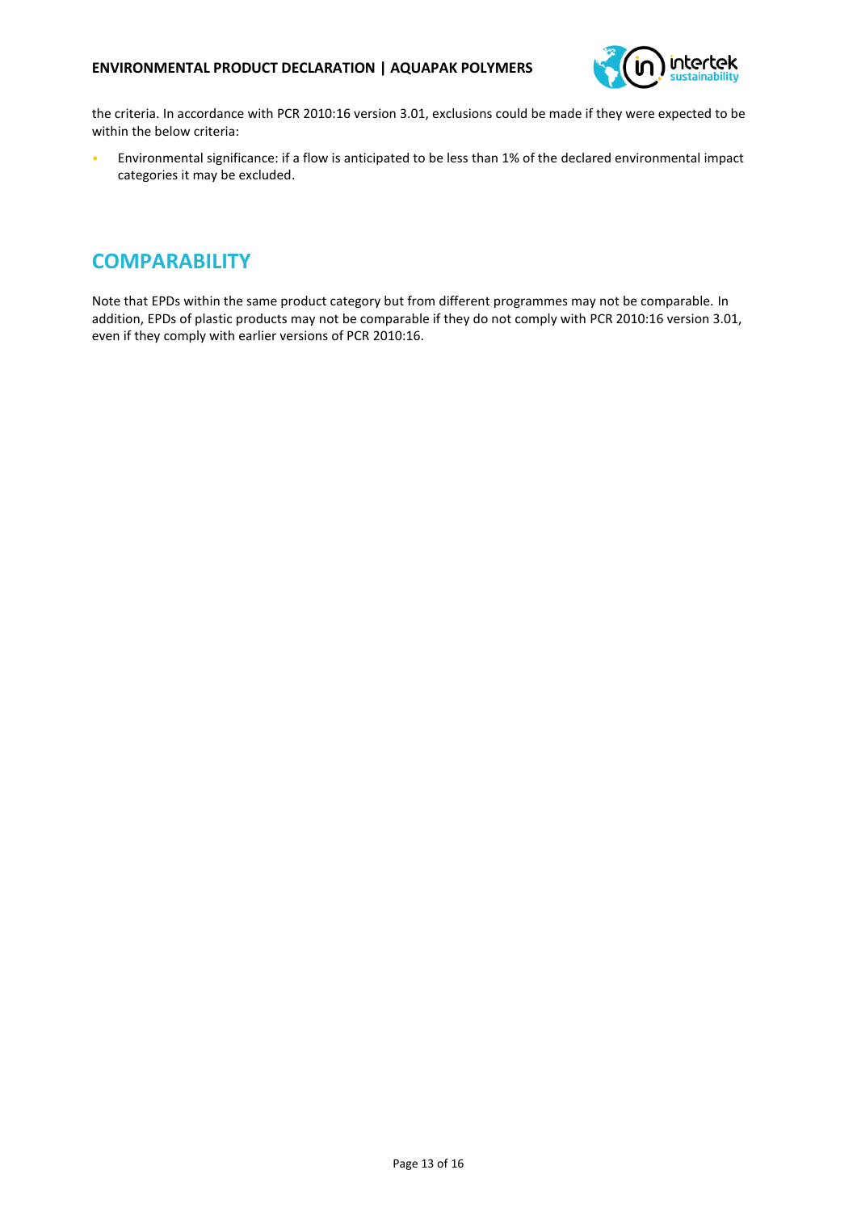the criteria. In accordance with PCR 2010:16 version 3.01, exclusions could be made if they were expected to be within the below criteria:

- Environmental significance: if a flow is anticipated to be less than 1% of the declared environmental impact categories it may be excluded.

## COMPARABILITY

Note that EPDs within the same product category but from different programmes may not be comparable. In addition, EPDs of plastic products may not be comparable if they do not comply with PCR 2010:16 version 3.01, even if they comply with earlier versions of PCR 2010:16.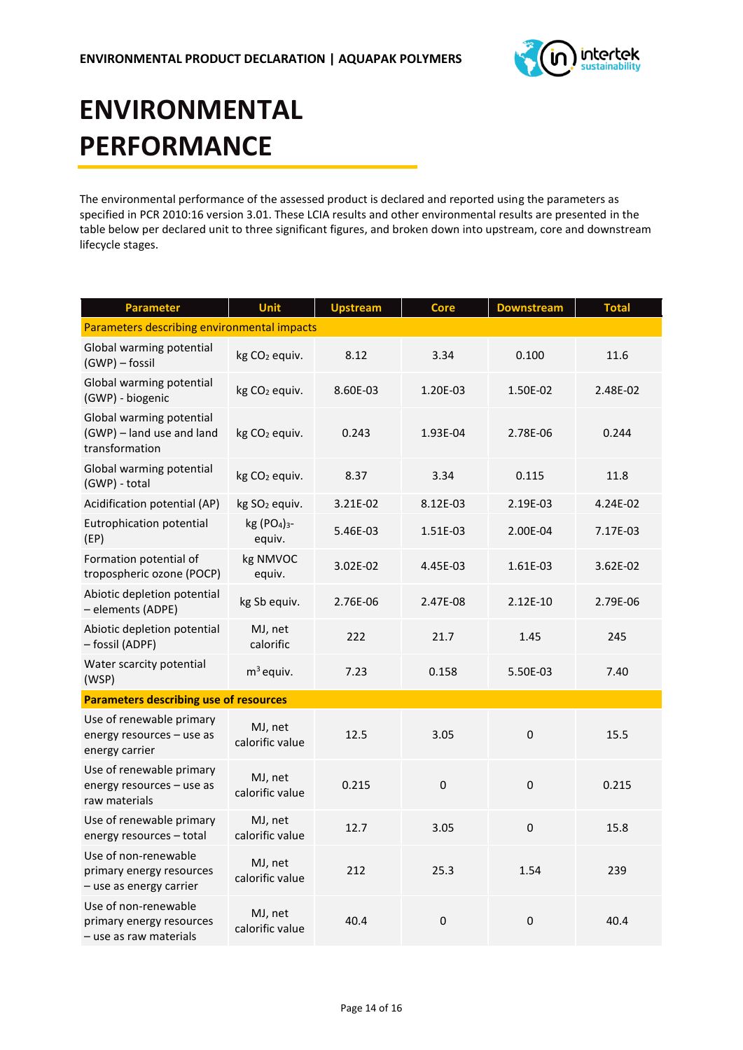# ENVIRONMENTAL PERFORMANCE

The environmental performance of the assessed product is declared and reported using the parameters as specified in PCR 2010:16 version 3.01. These LCIA results and other environmental results are presented in the table below per declared unit to three significant figures, and broken down into upstream, core and downstream lifecycle stages.

| Parameter | Unit | Upstream | Core | Downstream | Total |
|---|---|---|---|---|---|
| Parameters describing environmental impacts | | | | | |
| Global warming potential (GWP) – fossil | kg $CO_2$ equiv. | 8.12 | 3.34 | 0.100 | 11.6 |
| Global warming potential (GWP) - biogenic | kg $CO_2$ equiv. | 8.60E-03 | 1.20E-03 | 1.50E-02 | 2.48E-02 |
| Global warming potential (GWP) – land use and land transformation | kg $CO_2$ equiv. | 0.243 | 1.93E-04 | 2.78E-06 | 0.244 |
| Global warming potential (GWP) - total | kg $CO_2$ equiv. | 8.37 | 3.34 | 0.115 | 11.8 |
| Acidification potential (AP) | kg $SO_2$ equiv. | 3.21E-02 | 8.12E-03 | 2.19E-03 | 4.24E-02 |
| Eutrophication potential (EP) | kg $(PO_4)_3$- equiv. | 5.46E-03 | 1.51E-03 | 2.00E-04 | 7.17E-03 |
| Formation potential of tropospheric ozone (POCP) | kg NMVOC equiv. | 3.02E-02 | 4.45E-03 | 1.61E-03 | 3.62E-02 |
| Abiotic depletion potential – elements (ADPE) | kg Sb equiv. | 2.76E-06 | 2.47E-08 | 2.12E-10 | 2.79E-06 |
| Abiotic depletion potential – fossil (ADPF) | MJ, net calorific | 222 | 21.7 | 1.45 | 245 |
| Water scarcity potential (WSP) | $m^3$ equiv. | 7.23 | 0.158 | 5.50E-03 | 7.40 |
| **Parameters describing use of resources** | | | | | |
| Use of renewable primary energy resources – use as energy carrier | MJ, net calorific value | 12.5 | 3.05 | 0 | 15.5 |
| Use of renewable primary energy resources – use as raw materials | MJ, net calorific value | 0.215 | 0 | 0 | 0.215 |
| Use of renewable primary energy resources – total | MJ, net calorific value | 12.7 | 3.05 | 0 | 15.8 |
| Use of non-renewable primary energy resources – use as energy carrier | MJ, net calorific value | 212 | 25.3 | 1.54 | 239 |
| Use of non-renewable primary energy resources – use as raw materials | MJ, net calorific value | 40.4 | 0 | 0 | 40.4 |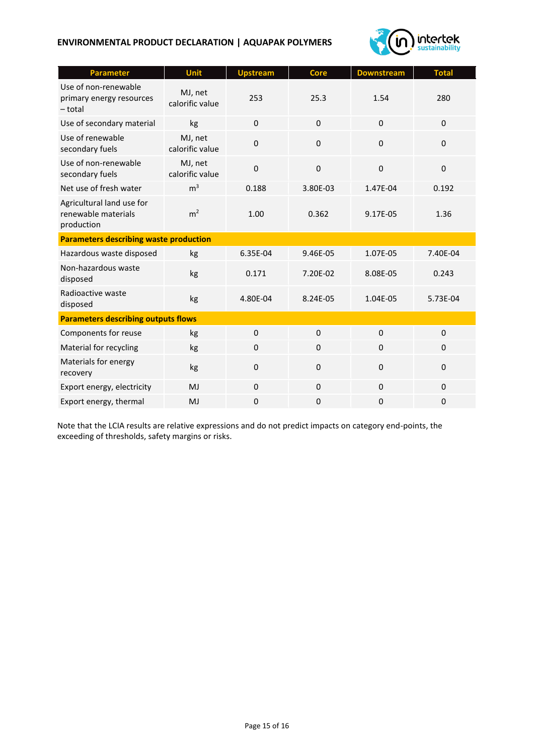| Parameter | Unit | Upstream | Core | Downstream | Total |
|---|---|---|---|---|---|
| Use of non-renewable primary energy resources – total | MJ, net calorific value | 253 | 25.3 | 1.54 | 280 |
| Use of secondary material | kg | 0 | 0 | 0 | 0 |
| Use of renewable secondary fuels | MJ, net calorific value | 0 | 0 | 0 | 0 |
| Use of non-renewable secondary fuels | MJ, net calorific value | 0 | 0 | 0 | 0 |
| Net use of fresh water | $m^3$ | 0.188 | 3.80E-03 | 1.47E-04 | 0.192 |
| Agricultural land use for renewable materials production | $m^2$ | 1.00 | 0.362 | 9.17E-05 | 1.36 |
| **Parameters describing waste production** | | | | | |
| Hazardous waste disposed | kg | 6.35E-04 | 9.46E-05 | 1.07E-05 | 7.40E-04 |
| Non-hazardous waste disposed | kg | 0.171 | 7.20E-02 | 8.08E-05 | 0.243 |
| Radioactive waste disposed | kg | 4.80E-04 | 8.24E-05 | 1.04E-05 | 5.73E-04 |
| **Parameters describing outputs flows** | | | | | |
| Components for reuse | kg | 0 | 0 | 0 | 0 |
| Material for recycling | kg | 0 | 0 | 0 | 0 |
| Materials for energy recovery | kg | 0 | 0 | 0 | 0 |
| Export energy, electricity | MJ | 0 | 0 | 0 | 0 |
| Export energy, thermal | MJ | 0 | 0 | 0 | 0 |

Note that the LCIA results are relative expressions and do not predict impacts on category end-points, the exceeding of thresholds, safety margins or risks.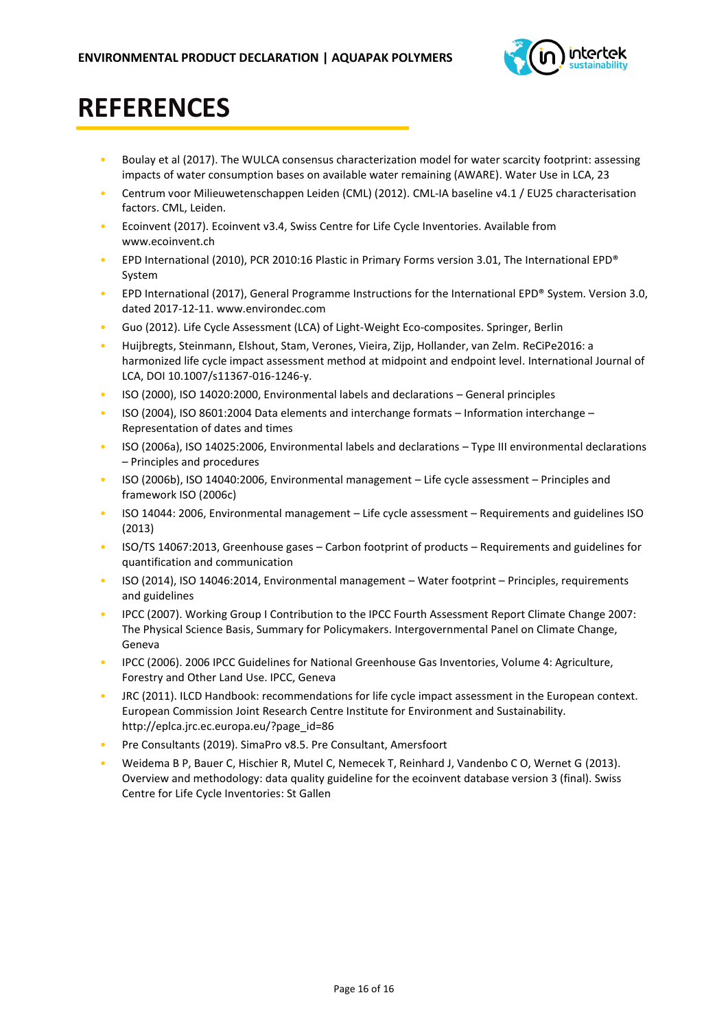# REFERENCES

- Boulay et al (2017). The WULCA consensus characterization model for water scarcity footprint: assessing impacts of water consumption bases on available water remaining (AWARE). Water Use in LCA, 23
- Centrum voor Milieuwetenschappen Leiden (CML) (2012). CML-IA baseline v4.1 / EU25 characterisation factors. CML, Leiden.
- Ecoinvent (2017). Ecoinvent v3.4, Swiss Centre for Life Cycle Inventories. Available from www.ecoinvent.ch
- EPD International (2010), PCR 2010:16 Plastic in Primary Forms version 3.01, The International EPD® System
- EPD International (2017), General Programme Instructions for the International EPD® System. Version 3.0, dated 2017-12-11. www.environdec.com
- Guo (2012). Life Cycle Assessment (LCA) of Light-Weight Eco-composites. Springer, Berlin
- Huijbregts, Steinmann, Elshout, Stam, Verones, Vieira, Zijp, Hollander, van Zelm. ReCiPe2016: a harmonized life cycle impact assessment method at midpoint and endpoint level. International Journal of LCA, DOI 10.1007/s11367-016-1246-y.
- ISO (2000), ISO 14020:2000, Environmental labels and declarations – General principles
- ISO (2004), ISO 8601:2004 Data elements and interchange formats – Information interchange – Representation of dates and times
- ISO (2006a), ISO 14025:2006, Environmental labels and declarations – Type III environmental declarations – Principles and procedures
- ISO (2006b), ISO 14040:2006, Environmental management – Life cycle assessment – Principles and framework ISO (2006c)
- ISO 14044: 2006, Environmental management – Life cycle assessment – Requirements and guidelines ISO (2013)
- ISO/TS 14067:2013, Greenhouse gases – Carbon footprint of products – Requirements and guidelines for quantification and communication
- ISO (2014), ISO 14046:2014, Environmental management – Water footprint – Principles, requirements and guidelines
- IPCC (2007). Working Group I Contribution to the IPCC Fourth Assessment Report Climate Change 2007: The Physical Science Basis, Summary for Policymakers. Intergovernmental Panel on Climate Change, Geneva
- IPCC (2006). 2006 IPCC Guidelines for National Greenhouse Gas Inventories, Volume 4: Agriculture, Forestry and Other Land Use. IPCC, Geneva
- JRC (2011). ILCD Handbook: recommendations for life cycle impact assessment in the European context. European Commission Joint Research Centre Institute for Environment and Sustainability. http://eplca.jrc.ec.europa.eu/?page_id=86
- Pre Consultants (2019). SimaPro v8.5. Pre Consultant, Amersfoort
- Weidema B P, Bauer C, Hischier R, Mutel C, Nemecek T, Reinhard J, Vandenbo C O, Wernet G (2013). Overview and methodology: data quality guideline for the ecoinvent database version 3 (final). Swiss Centre for Life Cycle Inventories: St Gallen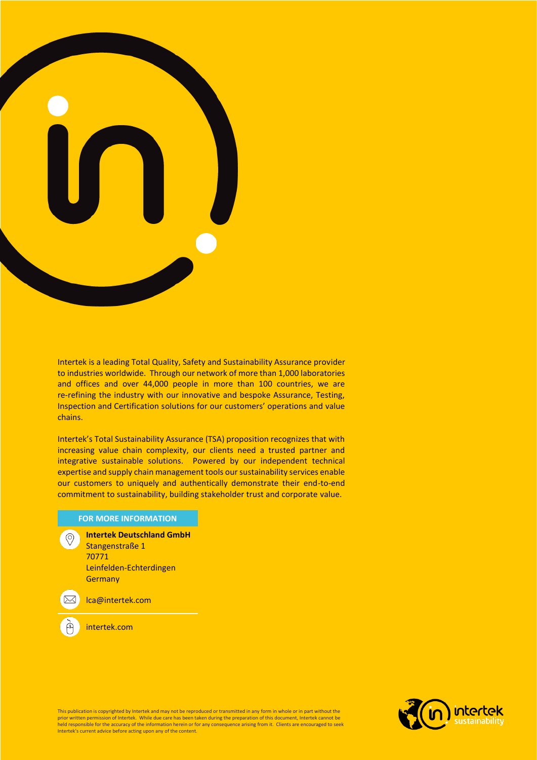Intertek is a leading Total Quality, Safety and Sustainability Assurance provider to industries worldwide. Through our network of more than 1,000 laboratories and offices and over 44,000 people in more than 100 countries, we are re-refining the industry with our innovative and bespoke Assurance, Testing, Inspection and Certification solutions for our customers' operations and value chains.

Intertek's Total Sustainability Assurance (TSA) proposition recognizes that with increasing value chain complexity, our clients need a trusted partner and integrative sustainable solutions. Powered by our independent technical expertise and supply chain management tools our sustainability services enable our customers to uniquely and authentically demonstrate their end-to-end commitment to sustainability, building stakeholder trust and corporate value.

**FOR MORE INFORMATION**

**Intertek Deutschland GmbH**
Stangenstraße 1
70771
Leinfelden-Echterdingen
Germany

lca@intertek.com

intertek.com

This publication is copyrighted by Intertek and may not be reproduced or transmitted in any form in whole or in part without the prior written permission of Intertek. While due care has been taken during the preparation of this document, Intertek cannot be held responsible for the accuracy of the information herein or for any consequence arising from it. Clients are encouraged to seek Intertek's current advice before acting upon any of the content.

intertek sustainability